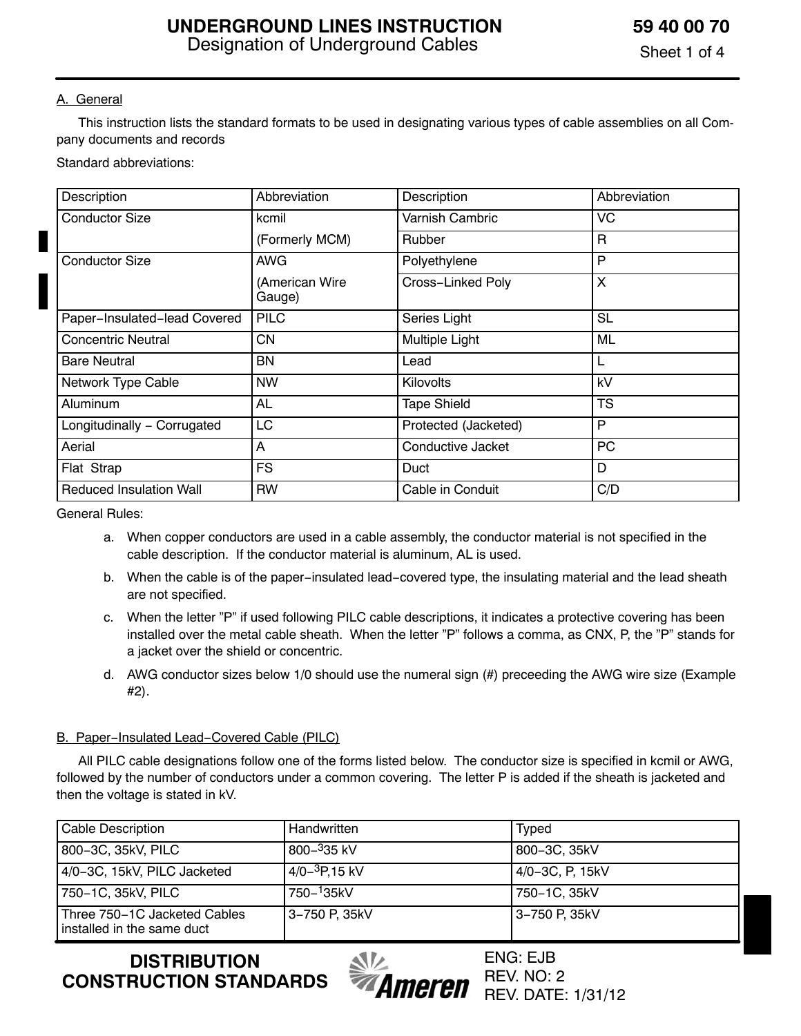# UNDERGROUND LINES INSTRUCTION

## Designation of Underground Cables

**59 40 00 70**

### A. General

This instruction lists the standard formats to be used in designating various types of cable assemblies on all Company documents and records

Standard abbreviations:

| Description | Abbreviation | Description | Abbreviation |
|---|---|---|---|
| Conductor Size | kcmil | Varnish Cambric | VC |
| | (Formerly MCM) | Rubber | R |
| Conductor Size | AWG | Polyethylene | P |
| | (American Wire Gauge) | Cross−Linked Poly | X |
| Paper−Insulated−lead Covered | PILC | Series Light | SL |
| Concentric Neutral | CN | Multiple Light | ML |
| Bare Neutral | BN | Lead | L |
| Network Type Cable | NW | Kilovolts | kV |
| Aluminum | AL | Tape Shield | TS |
| Longitudinally − Corrugated | LC | Protected (Jacketed) | P |
| Aerial | A | Conductive Jacket | PC |
| Flat Strap | FS | Duct | D |
| Reduced Insulation Wall | RW | Cable in Conduit | C/D |

General Rules:

a. When copper conductors are used in a cable assembly, the conductor material is not specified in the cable description. If the conductor material is aluminum, AL is used.

b. When the cable is of the paper−insulated lead−covered type, the insulating material and the lead sheath are not specified.

c. When the letter "P" if used following PILC cable descriptions, it indicates a protective covering has been installed over the metal cable sheath. When the letter "P" follows a comma, as CNX, P, the "P" stands for a jacket over the shield or concentric.

d. AWG conductor sizes below 1/0 should use the numeral sign (#) preceeding the AWG wire size (Example #2).

### B. Paper−Insulated Lead−Covered Cable (PILC)

All PILC cable designations follow one of the forms listed below. The conductor size is specified in kcmil or AWG, followed by the number of conductors under a common covering. The letter P is added if the sheath is jacketed and then the voltage is stated in kV.

| Cable Description | Handwritten | Typed |
|---|---|---|
| 800−3C, 35kV, PILC | 800−$^{3}$35 kV | 800−3C, 35kV |
| 4/0−3C, 15kV, PILC Jacketed | 4/0−$^{3}$P,15 kV | 4/0−3C, P, 15kV |
| 750−1C, 35kV, PILC | 750−$^{1}$35kV | 750−1C, 35kV |
| Three 750−1C Jacketed Cables installed in the same duct | 3−750 P, 35kV | 3−750 P, 35kV |

**DISTRIBUTION CONSTRUCTION STANDARDS**

ENG: EJB
REV. NO: 2
REV. DATE: 1/31/12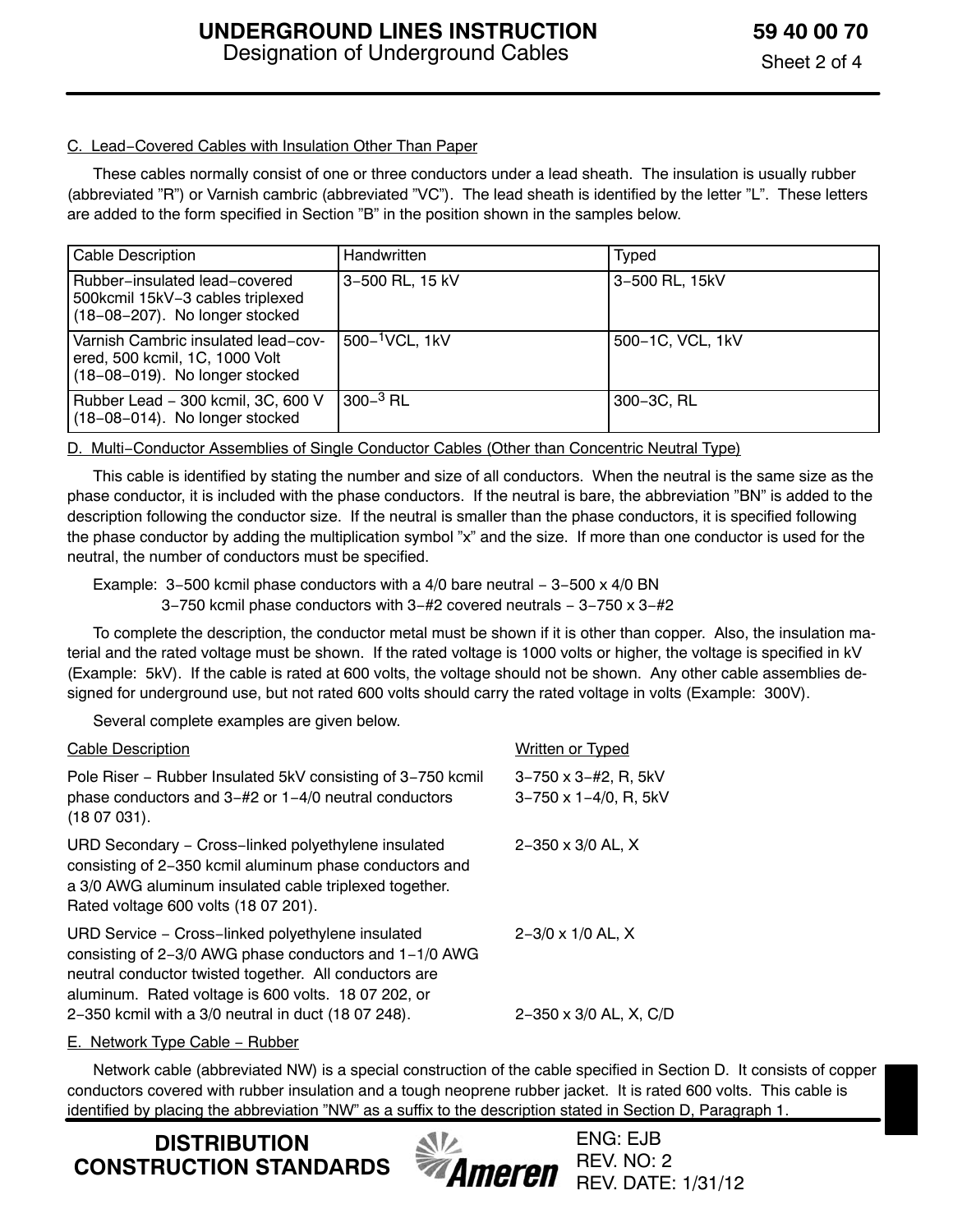C. Lead−Covered Cables with Insulation Other Than Paper

These cables normally consist of one or three conductors under a lead sheath. The insulation is usually rubber (abbreviated "R") or Varnish cambric (abbreviated "VC"). The lead sheath is identified by the letter "L". These letters are added to the form specified in Section "B" in the position shown in the samples below.

| Cable Description | Handwritten | Typed |
|---|---|---|
| Rubber−insulated lead−covered 500kcmil 15kV−3 cables triplexed (18−08−207). No longer stocked | 3−500 RL, 15 kV | 3−500 RL, 15kV |
| Varnish Cambric insulated lead−covered, 500 kcmil, 1C, 1000 Volt (18−08−019). No longer stocked | 500−$^{1}$VCL, 1kV | 500−1C, VCL, 1kV |
| Rubber Lead − 300 kcmil, 3C, 600 V (18−08−014). No longer stocked | 300−$^{3}$ RL | 300−3C, RL |

D. Multi−Conductor Assemblies of Single Conductor Cables (Other than Concentric Neutral Type)

This cable is identified by stating the number and size of all conductors. When the neutral is the same size as the phase conductor, it is included with the phase conductors. If the neutral is bare, the abbreviation "BN" is added to the description following the conductor size. If the neutral is smaller than the phase conductors, it is specified following the phase conductor by adding the multiplication symbol "x" and the size. If more than one conductor is used for the neutral, the number of conductors must be specified.

Example: 3−500 kcmil phase conductors with a 4/0 bare neutral − 3−500 x 4/0 BN
3−750 kcmil phase conductors with 3−#2 covered neutrals − 3−750 x 3−#2

To complete the description, the conductor metal must be shown if it is other than copper. Also, the insulation material and the rated voltage must be shown. If the rated voltage is 1000 volts or higher, the voltage is specified in kV (Example: 5kV). If the cable is rated at 600 volts, the voltage should not be shown. Any other cable assemblies designed for underground use, but not rated 600 volts should carry the rated voltage in volts (Example: 300V).

Several complete examples are given below.

| Cable Description | Written or Typed |
|---|---|
| Pole Riser − Rubber Insulated 5kV consisting of 3−750 kcmil phase conductors and 3−#2 or 1−4/0 neutral conductors (18 07 031). | 3−750 x 3−#2, R, 5kV<br>3−750 x 1−4/0, R, 5kV |
| URD Secondary − Cross−linked polyethylene insulated consisting of 2−350 kcmil aluminum phase conductors and a 3/0 AWG aluminum insulated cable triplexed together. Rated voltage 600 volts (18 07 201). | 2−350 x 3/0 AL, X |
| URD Service − Cross−linked polyethylene insulated consisting of 2−3/0 AWG phase conductors and 1−1/0 AWG neutral conductor twisted together. All conductors are aluminum. Rated voltage is 600 volts. 18 07 202, or | 2−3/0 x 1/0 AL, X |
| 2−350 kcmil with a 3/0 neutral in duct (18 07 248). | 2−350 x 3/0 AL, X, C/D |

E. Network Type Cable − Rubber

Network cable (abbreviated NW) is a special construction of the cable specified in Section D. It consists of copper conductors covered with rubber insulation and a tough neoprene rubber jacket. It is rated 600 volts. This cable is identified by placing the abbreviation "NW" as a suffix to the description stated in Section D, Paragraph 1.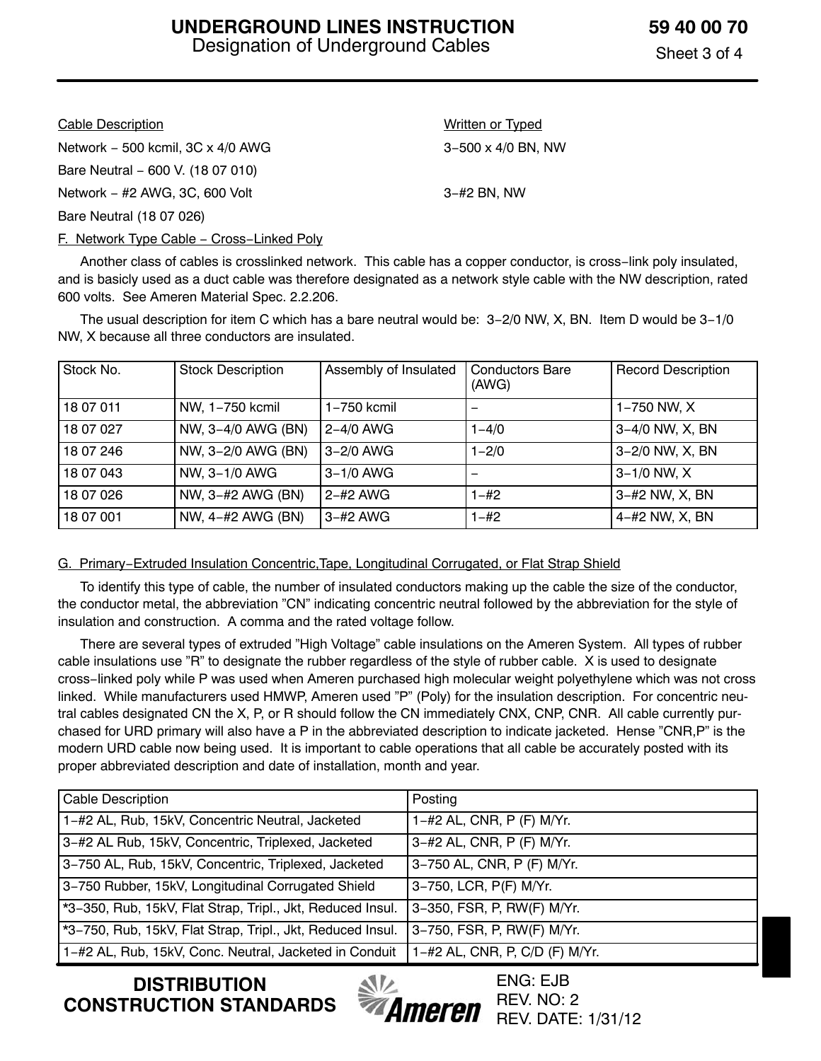| Cable Description | Written or Typed |
|---|---|
| Network − 500 kcmil, 3C x 4/0 AWG | 3−500 x 4/0 BN, NW |
| Bare Neutral − 600 V. (18 07 010) | |
| Network − #2 AWG, 3C, 600 Volt | 3−#2 BN, NW |
| Bare Neutral (18 07 026) | |

### F. Network Type Cable − Cross−Linked Poly

Another class of cables is crosslinked network. This cable has a copper conductor, is cross−link poly insulated, and is basicly used as a duct cable was therefore designated as a network style cable with the NW description, rated 600 volts. See Ameren Material Spec. 2.2.206.

The usual description for item C which has a bare neutral would be: 3−2/0 NW, X, BN. Item D would be 3−1/0 NW, X because all three conductors are insulated.

| Stock No. | Stock Description | Assembly of Insulated | Conductors Bare (AWG) | Record Description |
|---|---|---|---|---|
| 18 07 011 | NW, 1−750 kcmil | 1−750 kcmil | − | 1−750 NW, X |
| 18 07 027 | NW, 3−4/0 AWG (BN) | 2−4/0 AWG | 1−4/0 | 3−4/0 NW, X, BN |
| 18 07 246 | NW, 3−2/0 AWG (BN) | 3−2/0 AWG | 1−2/0 | 3−2/0 NW, X, BN |
| 18 07 043 | NW, 3−1/0 AWG | 3−1/0 AWG | − | 3−1/0 NW, X |
| 18 07 026 | NW, 3−#2 AWG (BN) | 2−#2 AWG | 1−#2 | 3−#2 NW, X, BN |
| 18 07 001 | NW, 4−#2 AWG (BN) | 3−#2 AWG | 1−#2 | 4−#2 NW, X, BN |

### G. Primary−Extruded Insulation Concentric,Tape, Longitudinal Corrugated, or Flat Strap Shield

To identify this type of cable, the number of insulated conductors making up the cable the size of the conductor, the conductor metal, the abbreviation "CN" indicating concentric neutral followed by the abbreviation for the style of insulation and construction. A comma and the rated voltage follow.

There are several types of extruded "High Voltage" cable insulations on the Ameren System. All types of rubber cable insulations use "R" to designate the rubber regardless of the style of rubber cable. X is used to designate cross−linked poly while P was used when Ameren purchased high molecular weight polyethylene which was not cross linked. While manufacturers used HMWP, Ameren used "P" (Poly) for the insulation description. For concentric neutral cables designated CN the X, P, or R should follow the CN immediately CNX, CNP, CNR. All cable currently purchased for URD primary will also have a P in the abbreviated description to indicate jacketed. Hense "CNR,P" is the modern URD cable now being used. It is important to cable operations that all cable be accurately posted with its proper abbreviated description and date of installation, month and year.

| Cable Description | Posting |
|---|---|
| 1−#2 AL, Rub, 15kV, Concentric Neutral, Jacketed | 1−#2 AL, CNR, P (F) M/Yr. |
| 3−#2 AL Rub, 15kV, Concentric, Triplexed, Jacketed | 3−#2 AL, CNR, P (F) M/Yr. |
| 3−750 AL, Rub, 15kV, Concentric, Triplexed, Jacketed | 3−750 AL, CNR, P (F) M/Yr. |
| 3−750 Rubber, 15kV, Longitudinal Corrugated Shield | 3−750, LCR, P(F) M/Yr. |
| *3−350, Rub, 15kV, Flat Strap, Tripl., Jkt, Reduced Insul. | 3−350, FSR, P, RW(F) M/Yr. |
| *3−750, Rub, 15kV, Flat Strap, Tripl., Jkt, Reduced Insul. | 3−750, FSR, P, RW(F) M/Yr. |
| 1−#2 AL, Rub, 15kV, Conc. Neutral, Jacketed in Conduit | 1−#2 AL, CNR, P, C/D (F) M/Yr. |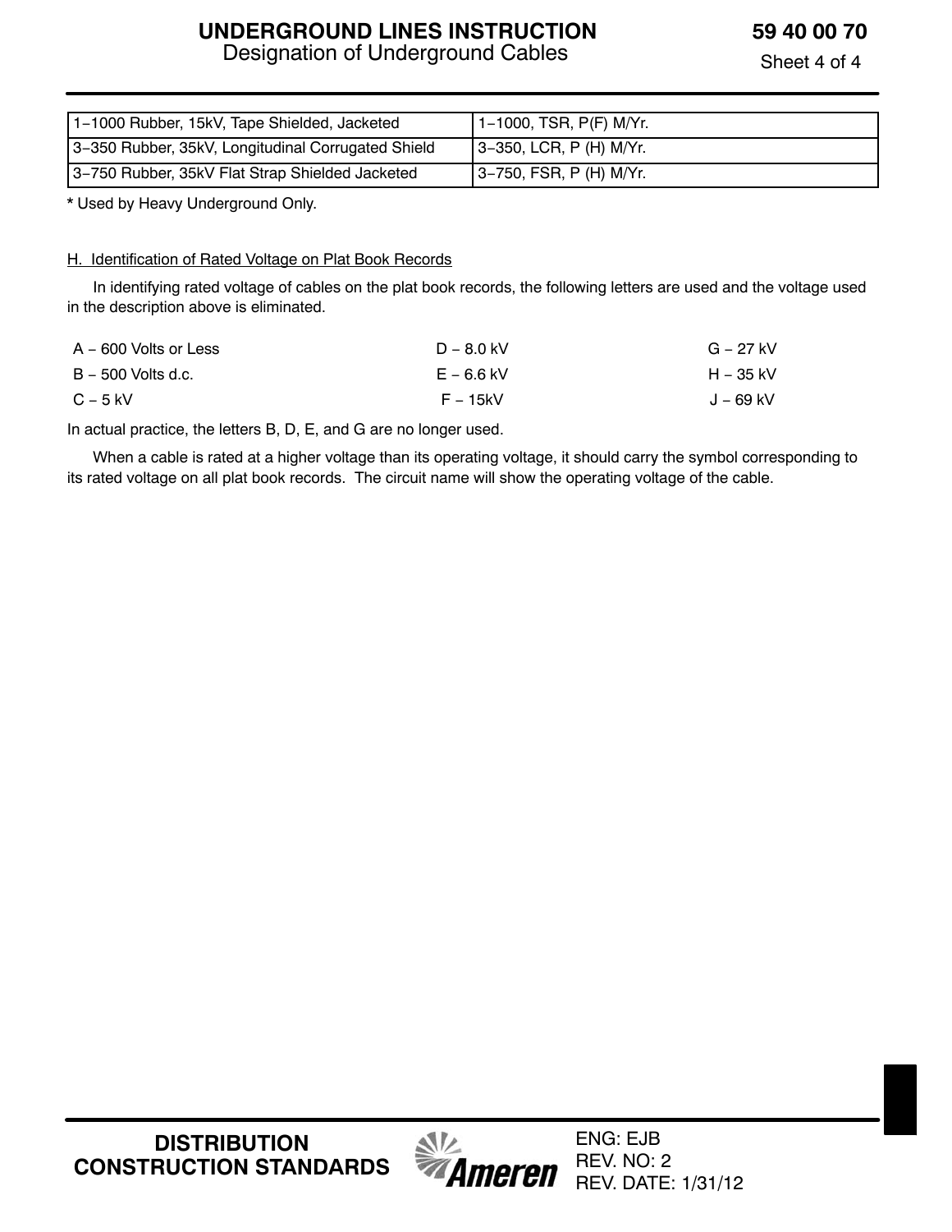| 1–1000 Rubber, 15kV, Tape Shielded, Jacketed | 1–1000, TSR, P(F) M/Yr. |
|---|---|
| 3–350 Rubber, 35kV, Longitudinal Corrugated Shield | 3–350, LCR, P (H) M/Yr. |
| 3–750 Rubber, 35kV Flat Strap Shielded Jacketed | 3–750, FSR, P (H) M/Yr. |

**\*** Used by Heavy Underground Only.

H. Identification of Rated Voltage on Plat Book Records

In identifying rated voltage of cables on the plat book records, the following letters are used and the voltage used in the description above is eliminated.

| | | |
|---|---|---|
| A – 600 Volts or Less | D – 8.0 kV | G – 27 kV |
| B – 500 Volts d.c. | E – 6.6 kV | H – 35 kV |
| C – 5 kV | F – 15kV | J – 69 kV |

In actual practice, the letters B, D, E, and G are no longer used.

When a cable is rated at a higher voltage than its operating voltage, it should carry the symbol corresponding to its rated voltage on all plat book records. The circuit name will show the operating voltage of the cable.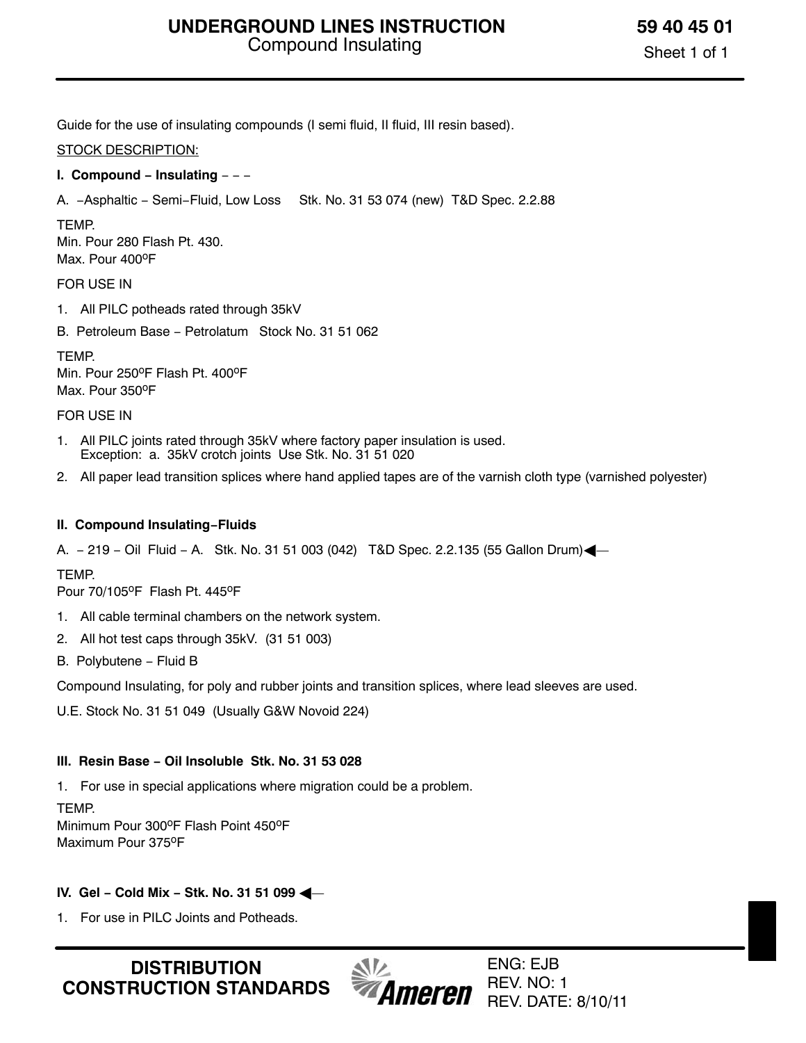# UNDERGROUND LINES INSTRUCTION
## Compound Insulating

**59 40 45 01**

Guide for the use of insulating compounds (I semi fluid, II fluid, III resin based).

STOCK DESCRIPTION:

**I. Compound − Insulating** − − −

A. −Asphaltic − Semi−Fluid, Low Loss Stk. No. 31 53 074 (new) T&D Spec. 2.2.88

TEMP.
Min. Pour 280 Flash Pt. 430.
Max. Pour 400ºF

FOR USE IN

1. All PILC potheads rated through 35kV

B. Petroleum Base − Petrolatum Stock No. 31 51 062

TEMP.
Min. Pour 250ºF Flash Pt. 400ºF
Max. Pour 350ºF

FOR USE IN

1. All PILC joints rated through 35kV where factory paper insulation is used.
   Exception: a. 35kV crotch joints Use Stk. No. 31 51 020
2. All paper lead transition splices where hand applied tapes are of the varnish cloth type (varnished polyester)

**II. Compound Insulating−Fluids**

A. − 219 − Oil Fluid − A. Stk. No. 31 51 003 (042) T&D Spec. 2.2.135 (55 Gallon Drum)◀—

TEMP.
Pour 70/105ºF Flash Pt. 445ºF

1. All cable terminal chambers on the network system.
2. All hot test caps through 35kV. (31 51 003)

B. Polybutene − Fluid B

Compound Insulating, for poly and rubber joints and transition splices, where lead sleeves are used.

U.E. Stock No. 31 51 049 (Usually G&W Novoid 224)

**III. Resin Base − Oil Insoluble Stk. No. 31 53 028**

1. For use in special applications where migration could be a problem.

TEMP.
Minimum Pour 300ºF Flash Point 450ºF
Maximum Pour 375ºF

**IV. Gel − Cold Mix − Stk. No. 31 51 099** ◀—

1. For use in PILC Joints and Potheads.

DISTRIBUTION CONSTRUCTION STANDARDS

ENG: EJB
REV. NO: 1
REV. DATE: 8/10/11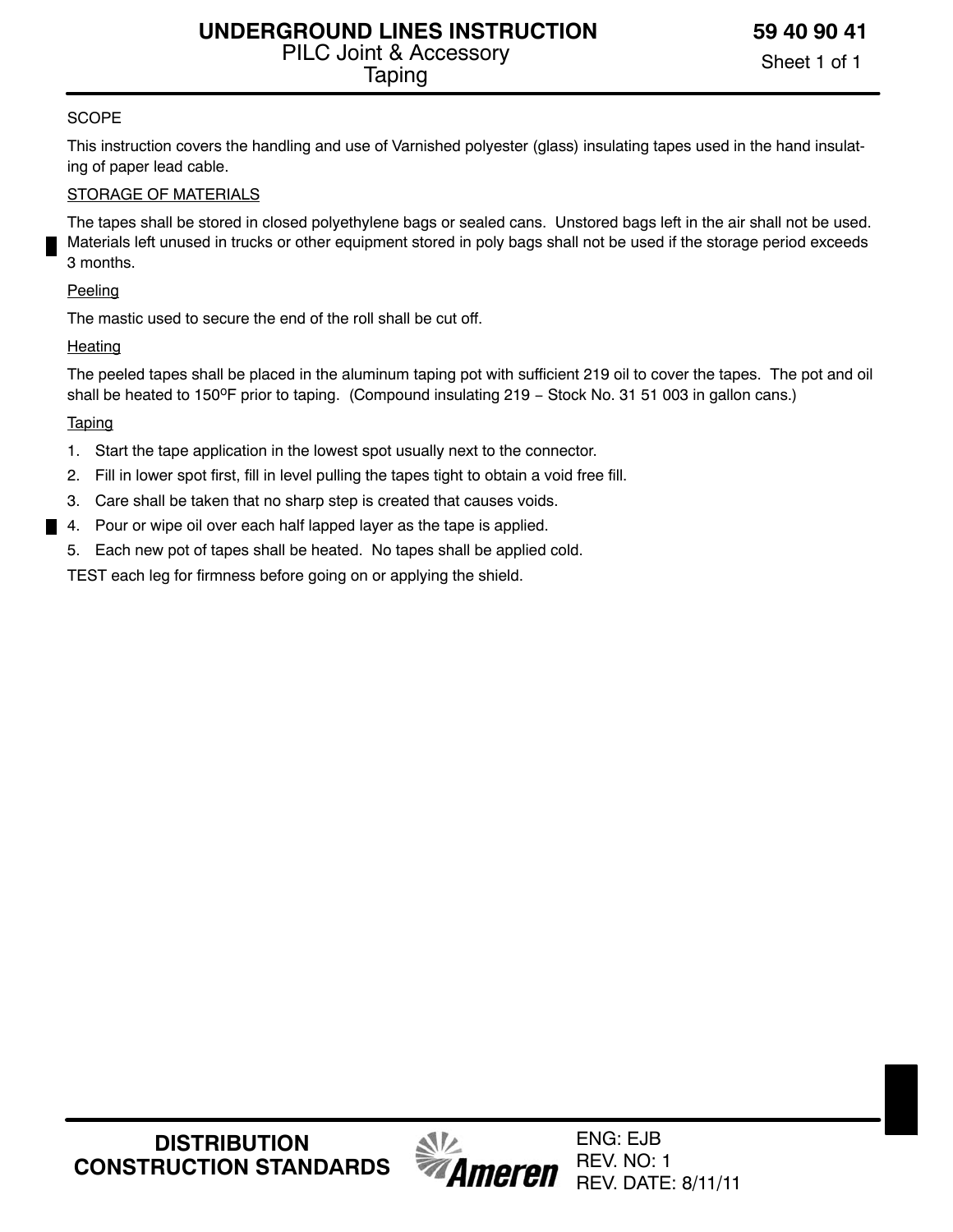# UNDERGROUND LINES INSTRUCTION

## PILC Joint & Accessory Taping

**59 40 90 41**

SCOPE

This instruction covers the handling and use of Varnished polyester (glass) insulating tapes used in the hand insulating of paper lead cable.

STORAGE OF MATERIALS

The tapes shall be stored in closed polyethylene bags or sealed cans. Unstored bags left in the air shall not be used. Materials left unused in trucks or other equipment stored in poly bags shall not be used if the storage period exceeds 3 months.

Peeling

The mastic used to secure the end of the roll shall be cut off.

Heating

The peeled tapes shall be placed in the aluminum taping pot with sufficient 219 oil to cover the tapes. The pot and oil shall be heated to 150ºF prior to taping. (Compound insulating 219 – Stock No. 31 51 003 in gallon cans.)

Taping

1. Start the tape application in the lowest spot usually next to the connector.
2. Fill in lower spot first, fill in level pulling the tapes tight to obtain a void free fill.
3. Care shall be taken that no sharp step is created that causes voids.
4. Pour or wipe oil over each half lapped layer as the tape is applied.
5. Each new pot of tapes shall be heated. No tapes shall be applied cold.

TEST each leg for firmness before going on or applying the shield.

DISTRIBUTION CONSTRUCTION STANDARDS

Ameren

ENG: EJB
REV. NO: 1
REV. DATE: 8/11/11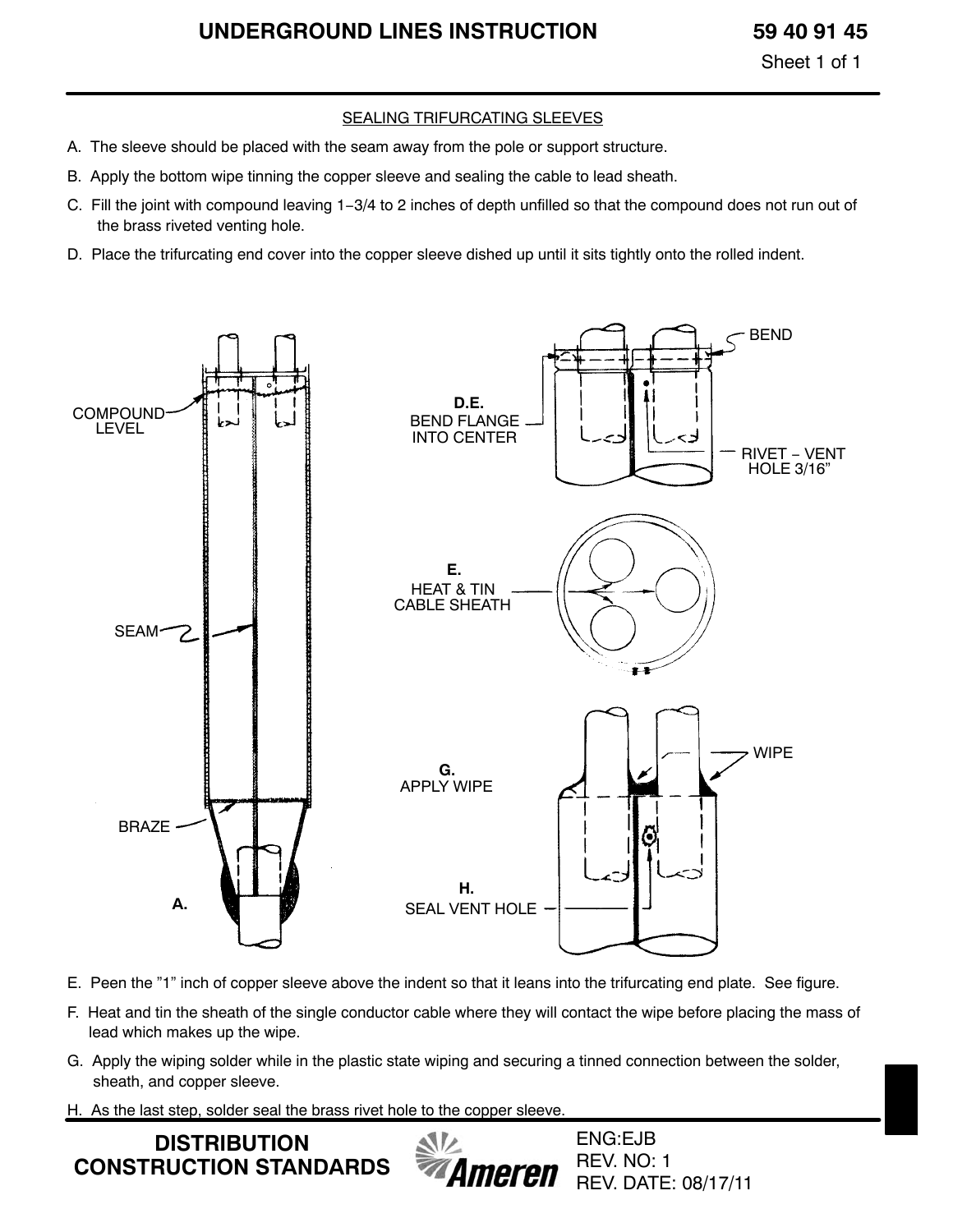# UNDERGROUND LINES INSTRUCTION

59 40 91 45

## SEALING TRIFURCATING SLEEVES

A. The sleeve should be placed with the seam away from the pole or support structure.

B. Apply the bottom wipe tinning the copper sleeve and sealing the cable to lead sheath.

C. Fill the joint with compound leaving 1−3/4 to 2 inches of depth unfilled so that the compound does not run out of the brass riveted venting hole.

D. Place the trifurcating end cover into the copper sleeve dished up until it sits tightly onto the rolled indent.

COMPOUND LEVEL

SEAM

BRAZE

A.

BEND

D.E. BEND FLANGE INTO CENTER

RIVET − VENT HOLE 3/16”

E. HEAT & TIN CABLE SHEATH

WIPE

G. APPLY WIPE

H. SEAL VENT HOLE

E. Peen the ”1” inch of copper sleeve above the indent so that it leans into the trifurcating end plate. See figure.

F. Heat and tin the sheath of the single conductor cable where they will contact the wipe before placing the mass of lead which makes up the wipe.

G. Apply the wiping solder while in the plastic state wiping and securing a tinned connection between the solder, sheath, and copper sleeve.

H. As the last step, solder seal the brass rivet hole to the copper sleeve.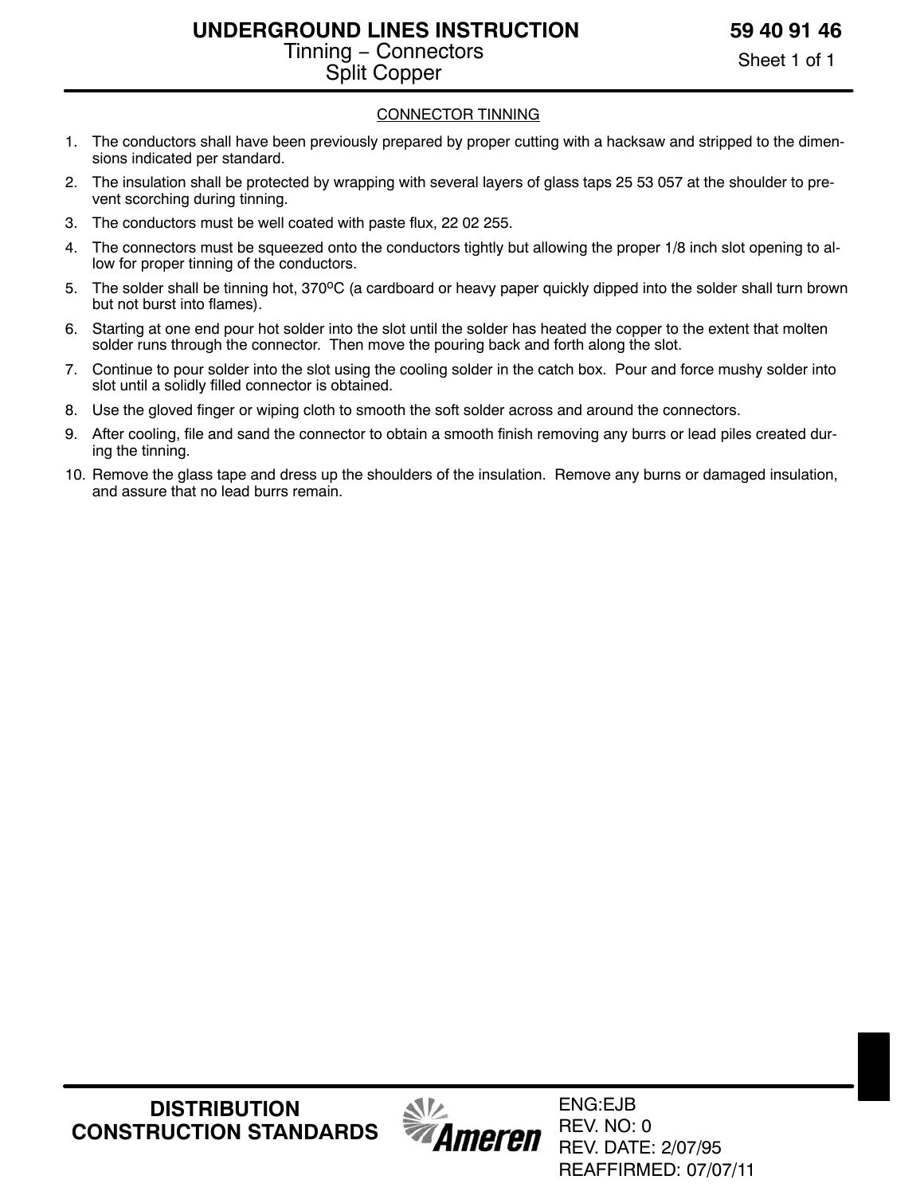# UNDERGROUND LINES INSTRUCTION

## Tinning − Connectors Split Copper

59 40 91 46

### CONNECTOR TINNING

1. The conductors shall have been previously prepared by proper cutting with a hacksaw and stripped to the dimensions indicated per standard.
2. The insulation shall be protected by wrapping with several layers of glass taps 25 53 057 at the shoulder to prevent scorching during tinning.
3. The conductors must be well coated with paste flux, 22 02 255.
4. The connectors must be squeezed onto the conductors tightly but allowing the proper 1/8 inch slot opening to allow for proper tinning of the conductors.
5. The solder shall be tinning hot, 370ºC (a cardboard or heavy paper quickly dipped into the solder shall turn brown but not burst into flames).
6. Starting at one end pour hot solder into the slot until the solder has heated the copper to the extent that molten solder runs through the connector. Then move the pouring back and forth along the slot.
7. Continue to pour solder into the slot using the cooling solder in the catch box. Pour and force mushy solder into slot until a solidly filled connector is obtained.
8. Use the gloved finger or wiping cloth to smooth the soft solder across and around the connectors.
9. After cooling, file and sand the connector to obtain a smooth finish removing any burrs or lead piles created during the tinning.
10. Remove the glass tape and dress up the shoulders of the insulation. Remove any burns or damaged insulation, and assure that no lead burrs remain.

DISTRIBUTION CONSTRUCTION STANDARDS

Ameren

ENG:EJB
REV. NO: 0
REV. DATE: 2/07/95
REAFFIRMED: 07/07/11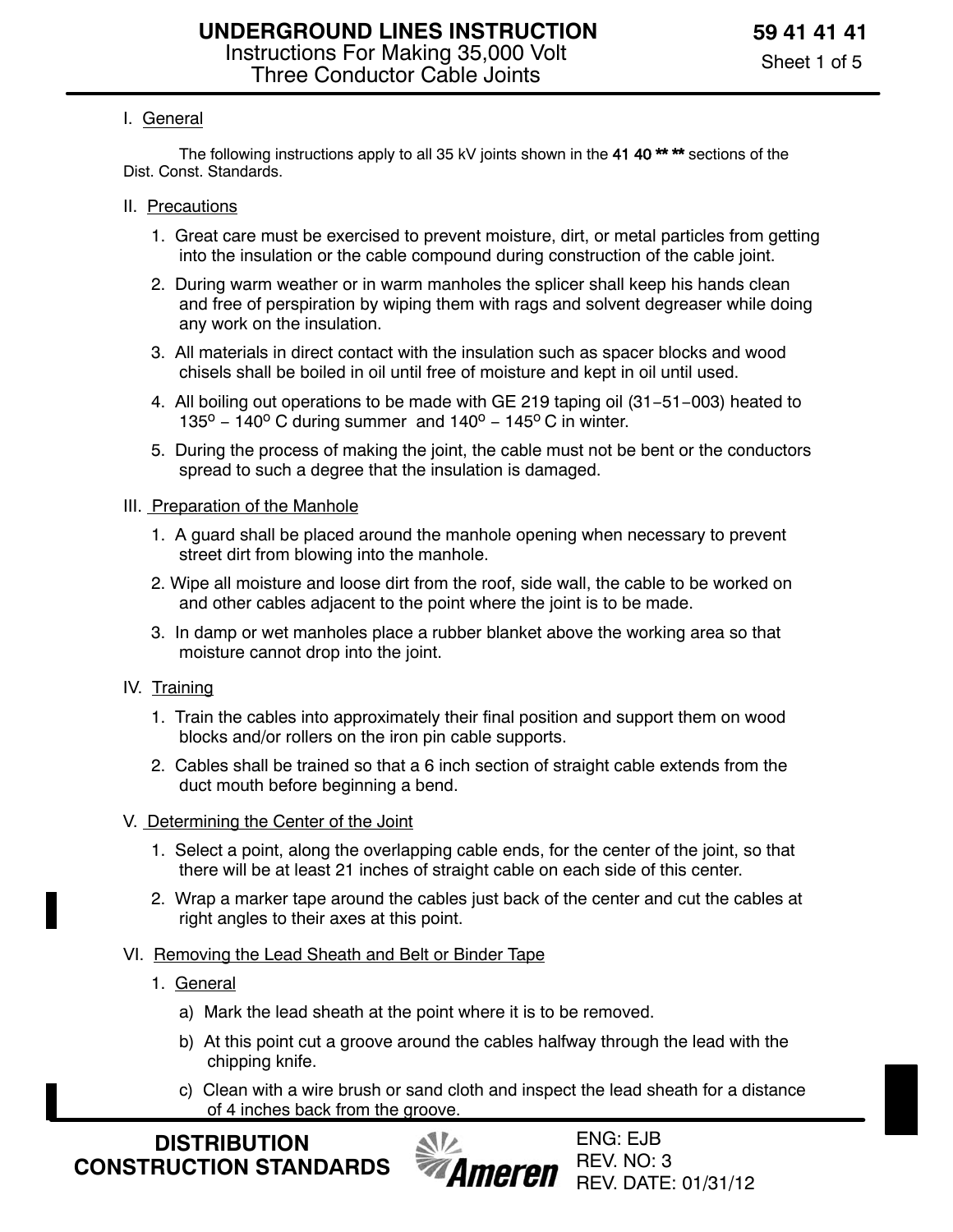# UNDERGROUND LINES INSTRUCTION

## Instructions For Making 35,000 Volt Three Conductor Cable Joints

**59 41 41 41**

### I. General

The following instructions apply to all 35 kV joints shown in the **41 40 ** ** ** sections of the Dist. Const. Standards.

### II. Precautions

1. Great care must be exercised to prevent moisture, dirt, or metal particles from getting into the insulation or the cable compound during construction of the cable joint.
2. During warm weather or in warm manholes the splicer shall keep his hands clean and free of perspiration by wiping them with rags and solvent degreaser while doing any work on the insulation.
3. All materials in direct contact with the insulation such as spacer blocks and wood chisels shall be boiled in oil until free of moisture and kept in oil until used.
4. All boiling out operations to be made with GE 219 taping oil (31−51−003) heated to $135^{o} - 140^{o}$ C during summer and $140^{o} - 145^{o}$ C in winter.
5. During the process of making the joint, the cable must not be bent or the conductors spread to such a degree that the insulation is damaged.

### III. Preparation of the Manhole

1. A guard shall be placed around the manhole opening when necessary to prevent street dirt from blowing into the manhole.
2. Wipe all moisture and loose dirt from the roof, side wall, the cable to be worked on and other cables adjacent to the point where the joint is to be made.
3. In damp or wet manholes place a rubber blanket above the working area so that moisture cannot drop into the joint.

### IV. Training

1. Train the cables into approximately their final position and support them on wood blocks and/or rollers on the iron pin cable supports.
2. Cables shall be trained so that a 6 inch section of straight cable extends from the duct mouth before beginning a bend.

### V. Determining the Center of the Joint

1. Select a point, along the overlapping cable ends, for the center of the joint, so that there will be at least 21 inches of straight cable on each side of this center.
2. Wrap a marker tape around the cables just back of the center and cut the cables at right angles to their axes at this point.

### VI. Removing the Lead Sheath and Belt or Binder Tape

1. General
   a) Mark the lead sheath at the point where it is to be removed.
   b) At this point cut a groove around the cables halfway through the lead with the chipping knife.
   c) Clean with a wire brush or sand cloth and inspect the lead sheath for a distance of 4 inches back from the groove.

**DISTRIBUTION CONSTRUCTION STANDARDS**

ENG: EJB
REV. NO: 3
REV. DATE: 01/31/12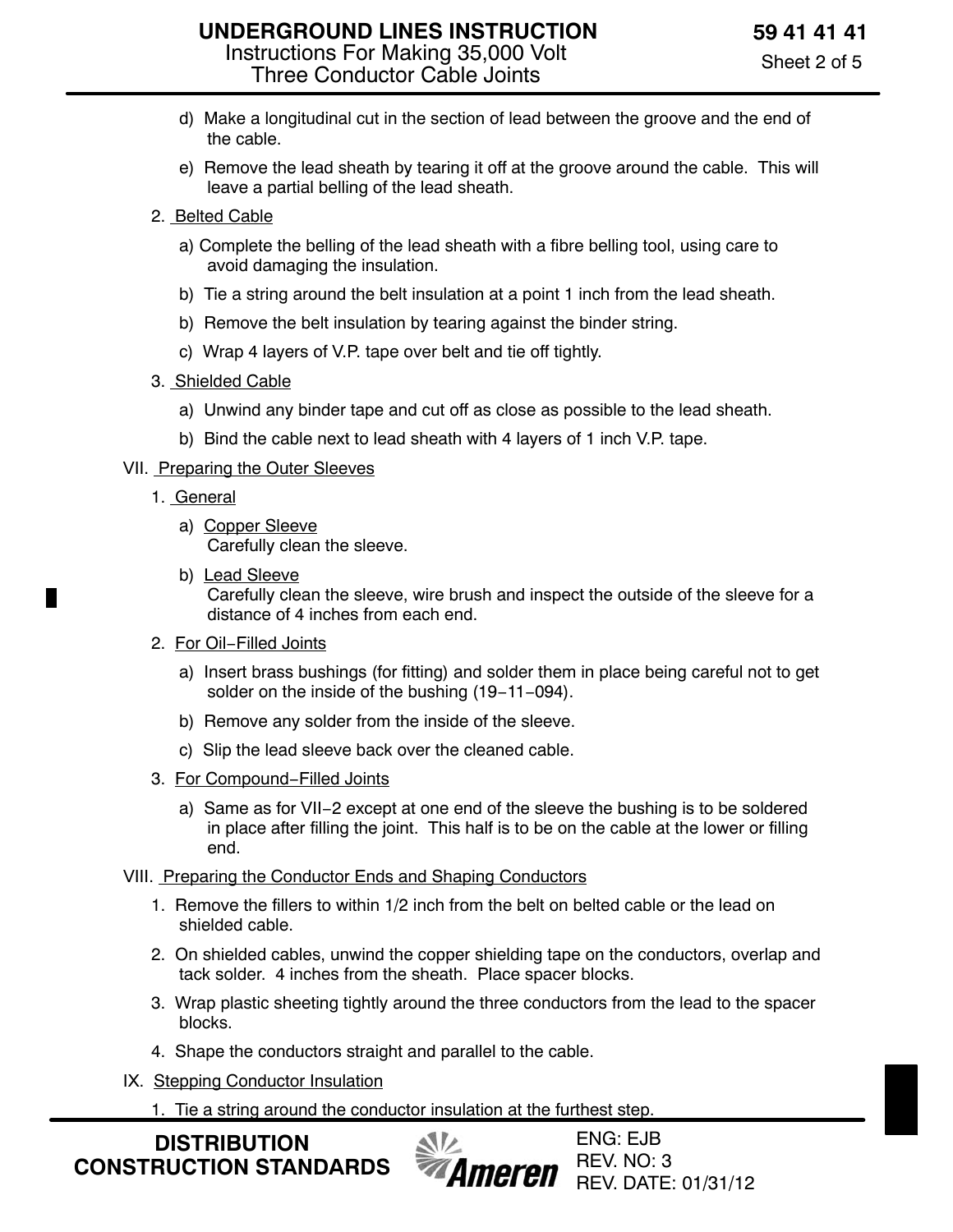d) Make a longitudinal cut in the section of lead between the groove and the end of the cable.

e) Remove the lead sheath by tearing it off at the groove around the cable. This will leave a partial belling of the lead sheath.

2. Belted Cable

a) Complete the belling of the lead sheath with a fibre belling tool, using care to avoid damaging the insulation.

b) Tie a string around the belt insulation at a point 1 inch from the lead sheath.

b) Remove the belt insulation by tearing against the binder string.

c) Wrap 4 layers of V.P. tape over belt and tie off tightly.

3. Shielded Cable

a) Unwind any binder tape and cut off as close as possible to the lead sheath.

b) Bind the cable next to lead sheath with 4 layers of 1 inch V.P. tape.

VII. Preparing the Outer Sleeves

1. General

a) Copper Sleeve
Carefully clean the sleeve.

b) Lead Sleeve
Carefully clean the sleeve, wire brush and inspect the outside of the sleeve for a distance of 4 inches from each end.

2. For Oil-Filled Joints

a) Insert brass bushings (for fitting) and solder them in place being careful not to get solder on the inside of the bushing (19-11-094).

b) Remove any solder from the inside of the sleeve.

c) Slip the lead sleeve back over the cleaned cable.

3. For Compound-Filled Joints

a) Same as for VII-2 except at one end of the sleeve the bushing is to be soldered in place after filling the joint. This half is to be on the cable at the lower or filling end.

VIII. Preparing the Conductor Ends and Shaping Conductors

1. Remove the fillers to within 1/2 inch from the belt on belted cable or the lead on shielded cable.

2. On shielded cables, unwind the copper shielding tape on the conductors, overlap and tack solder. 4 inches from the sheath. Place spacer blocks.

3. Wrap plastic sheeting tightly around the three conductors from the lead to the spacer blocks.

4. Shape the conductors straight and parallel to the cable.

IX. Stepping Conductor Insulation

1. Tie a string around the conductor insulation at the furthest step.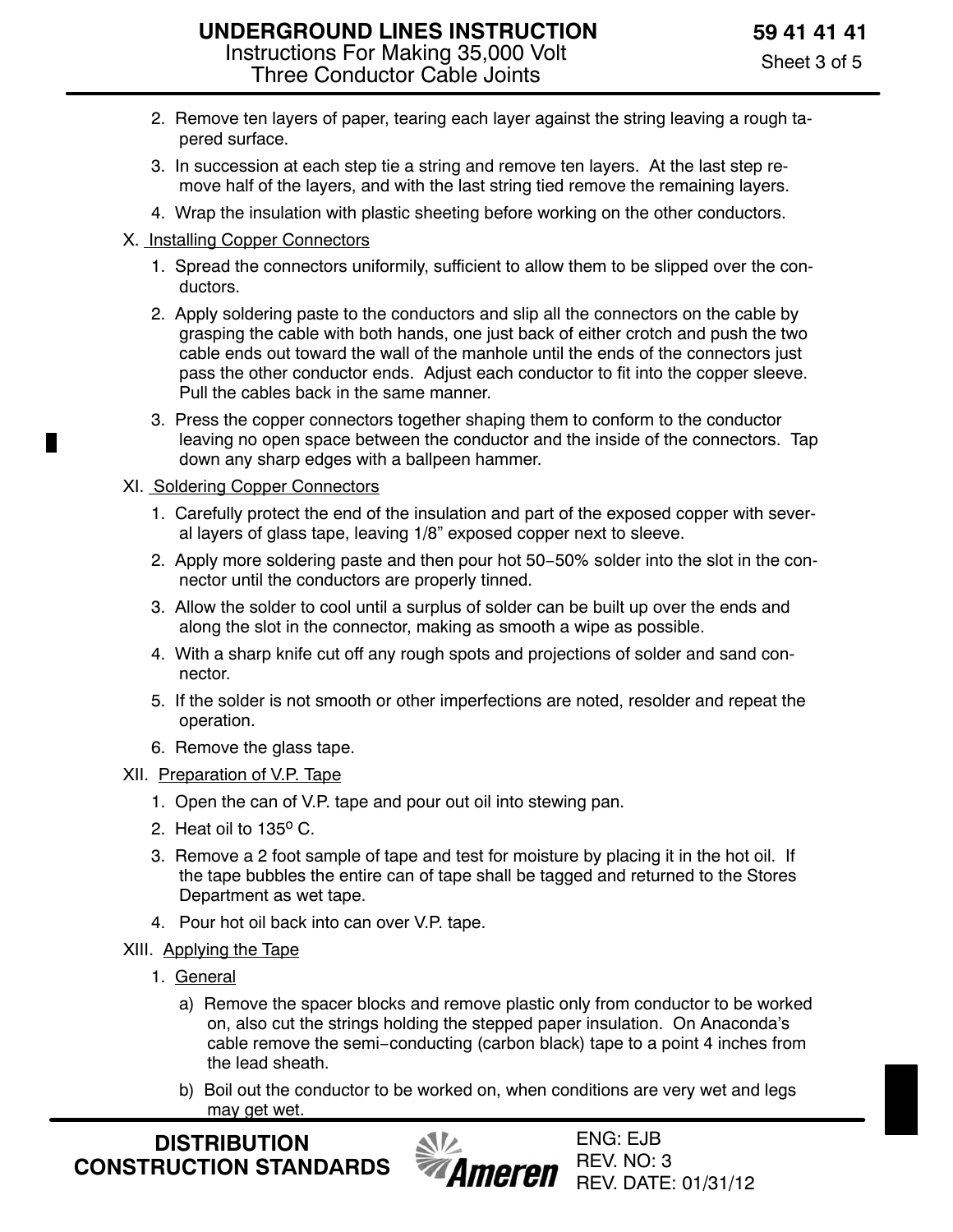2. Remove ten layers of paper, tearing each layer against the string leaving a rough tapered surface.
3. In succession at each step tie a string and remove ten layers. At the last step remove half of the layers, and with the last string tied remove the remaining layers.
4. Wrap the insulation with plastic sheeting before working on the other conductors.

X. Installing Copper Connectors

1. Spread the connectors uniformily, sufficient to allow them to be slipped over the conductors.
2. Apply soldering paste to the conductors and slip all the connectors on the cable by grasping the cable with both hands, one just back of either crotch and push the two cable ends out toward the wall of the manhole until the ends of the connectors just pass the other conductor ends. Adjust each conductor to fit into the copper sleeve. Pull the cables back in the same manner.
3. Press the copper connectors together shaping them to conform to the conductor leaving no open space between the conductor and the inside of the connectors. Tap down any sharp edges with a ballpeen hammer.

XI. Soldering Copper Connectors

1. Carefully protect the end of the insulation and part of the exposed copper with several layers of glass tape, leaving 1/8" exposed copper next to sleeve.
2. Apply more soldering paste and then pour hot 50−50% solder into the slot in the connector until the conductors are properly tinned.
3. Allow the solder to cool until a surplus of solder can be built up over the ends and along the slot in the connector, making as smooth a wipe as possible.
4. With a sharp knife cut off any rough spots and projections of solder and sand connector.
5. If the solder is not smooth or other imperfections are noted, resolder and repeat the operation.
6. Remove the glass tape.

XII. Preparation of V.P. Tape

1. Open the can of V.P. tape and pour out oil into stewing pan.
2. Heat oil to 135$^{o}$ C.
3. Remove a 2 foot sample of tape and test for moisture by placing it in the hot oil. If the tape bubbles the entire can of tape shall be tagged and returned to the Stores Department as wet tape.
4. Pour hot oil back into can over V.P. tape.

XIII. Applying the Tape

1. General
   a) Remove the spacer blocks and remove plastic only from conductor to be worked on, also cut the strings holding the stepped paper insulation. On Anaconda's cable remove the semi−conducting (carbon black) tape to a point 4 inches from the lead sheath.
   b) Boil out the conductor to be worked on, when conditions are very wet and legs may get wet.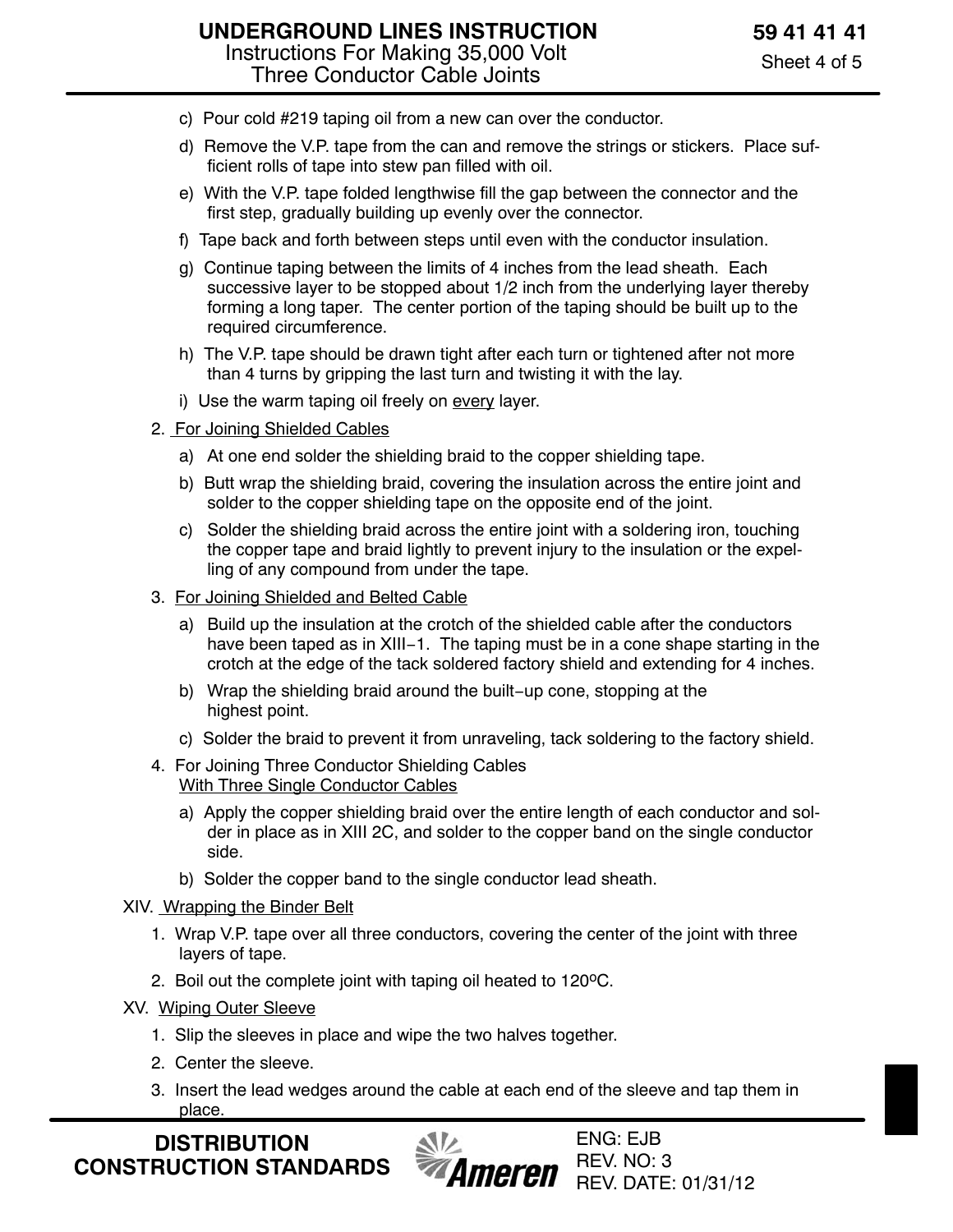c) Pour cold #219 taping oil from a new can over the conductor.

d) Remove the V.P. tape from the can and remove the strings or stickers. Place sufficient rolls of tape into stew pan filled with oil.

e) With the V.P. tape folded lengthwise fill the gap between the connector and the first step, gradually building up evenly over the connector.

f) Tape back and forth between steps until even with the conductor insulation.

g) Continue taping between the limits of 4 inches from the lead sheath. Each successive layer to be stopped about 1/2 inch from the underlying layer thereby forming a long taper. The center portion of the taping should be built up to the required circumference.

h) The V.P. tape should be drawn tight after each turn or tightened after not more than 4 turns by gripping the last turn and twisting it with the lay.

i) Use the warm taping oil freely on <u>every</u> layer.

2. <u>For Joining Shielded Cables</u>

   a) At one end solder the shielding braid to the copper shielding tape.

   b) Butt wrap the shielding braid, covering the insulation across the entire joint and solder to the copper shielding tape on the opposite end of the joint.

   c) Solder the shielding braid across the entire joint with a soldering iron, touching the copper tape and braid lightly to prevent injury to the insulation or the expelling of any compound from under the tape.

3. <u>For Joining Shielded and Belted Cable</u>

   a) Build up the insulation at the crotch of the shielded cable after the conductors have been taped as in XIII-1. The taping must be in a cone shape starting in the crotch at the edge of the tack soldered factory shield and extending for 4 inches.

   b) Wrap the shielding braid around the built-up cone, stopping at the highest point.

   c) Solder the braid to prevent it from unraveling, tack soldering to the factory shield.

4. For Joining Three Conductor Shielding Cables <u>With Three Single Conductor Cables</u>

   a) Apply the copper shielding braid over the entire length of each conductor and solder in place as in XIII 2C, and solder to the copper band on the single conductor side.

   b) Solder the copper band to the single conductor lead sheath.

XIV. <u>Wrapping the Binder Belt</u>

1. Wrap V.P. tape over all three conductors, covering the center of the joint with three layers of tape.

2. Boil out the complete joint with taping oil heated to 120ºC.

XV. <u>Wiping Outer Sleeve</u>

1. Slip the sleeves in place and wipe the two halves together.

2. Center the sleeve.

3. Insert the lead wedges around the cable at each end of the sleeve and tap them in place.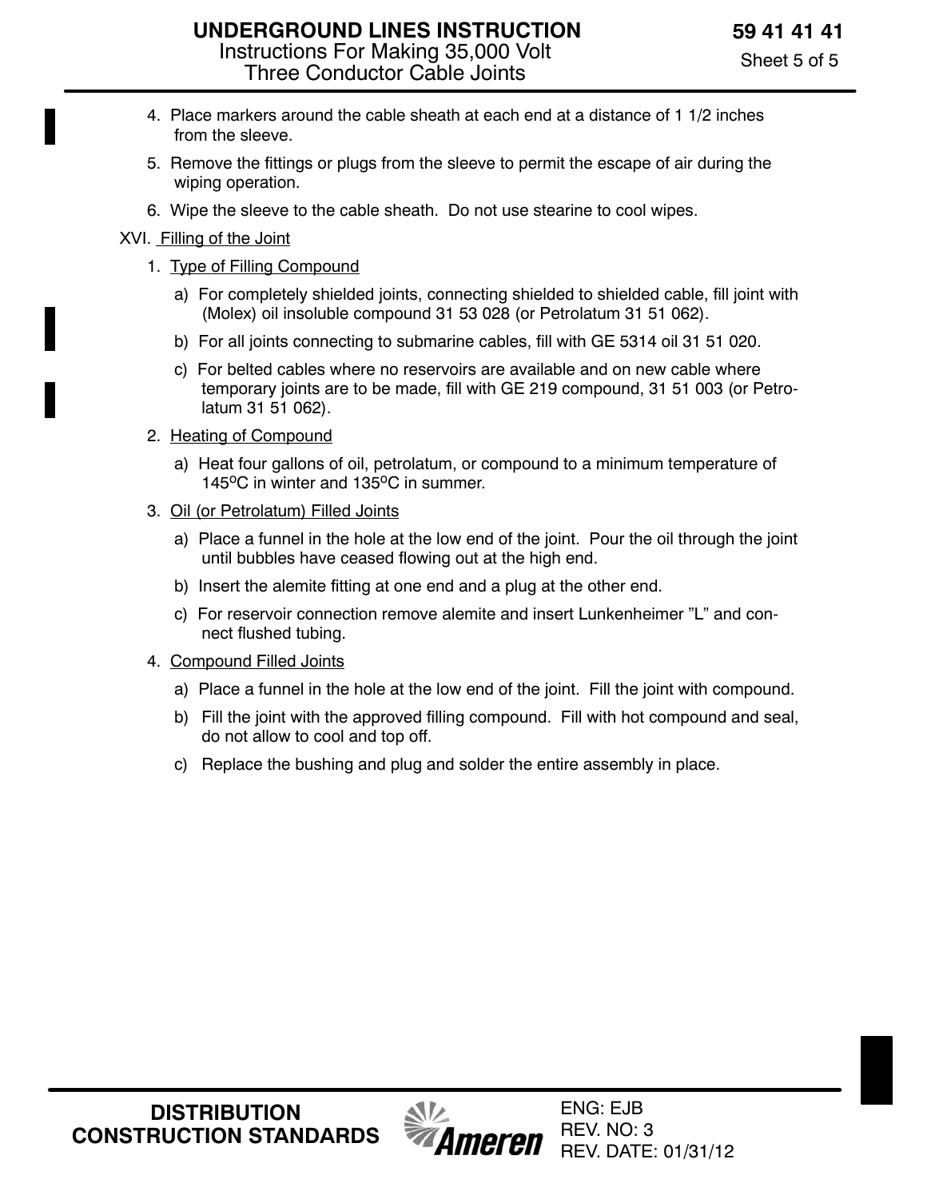4. Place markers around the cable sheath at each end at a distance of 1 1/2 inches from the sleeve.
5. Remove the fittings or plugs from the sleeve to permit the escape of air during the wiping operation.
6. Wipe the sleeve to the cable sheath. Do not use stearine to cool wipes.

XVI. Filling of the Joint

1. Type of Filling Compound
   a) For completely shielded joints, connecting shielded to shielded cable, fill joint with (Molex) oil insoluble compound 31 53 028 (or Petrolatum 31 51 062).
   b) For all joints connecting to submarine cables, fill with GE 5314 oil 31 51 020.
   c) For belted cables where no reservoirs are available and on new cable where temporary joints are to be made, fill with GE 219 compound, 31 51 003 (or Petrolatum 31 51 062).
2. Heating of Compound
   a) Heat four gallons of oil, petrolatum, or compound to a minimum temperature of 145°C in winter and 135°C in summer.
3. Oil (or Petrolatum) Filled Joints
   a) Place a funnel in the hole at the low end of the joint. Pour the oil through the joint until bubbles have ceased flowing out at the high end.
   b) Insert the alemite fitting at one end and a plug at the other end.
   c) For reservoir connection remove alemite and insert Lunkenheimer "L" and connect flushed tubing.
4. Compound Filled Joints
   a) Place a funnel in the hole at the low end of the joint. Fill the joint with compound.
   b) Fill the joint with the approved filling compound. Fill with hot compound and seal, do not allow to cool and top off.
   c) Replace the bushing and plug and solder the entire assembly in place.